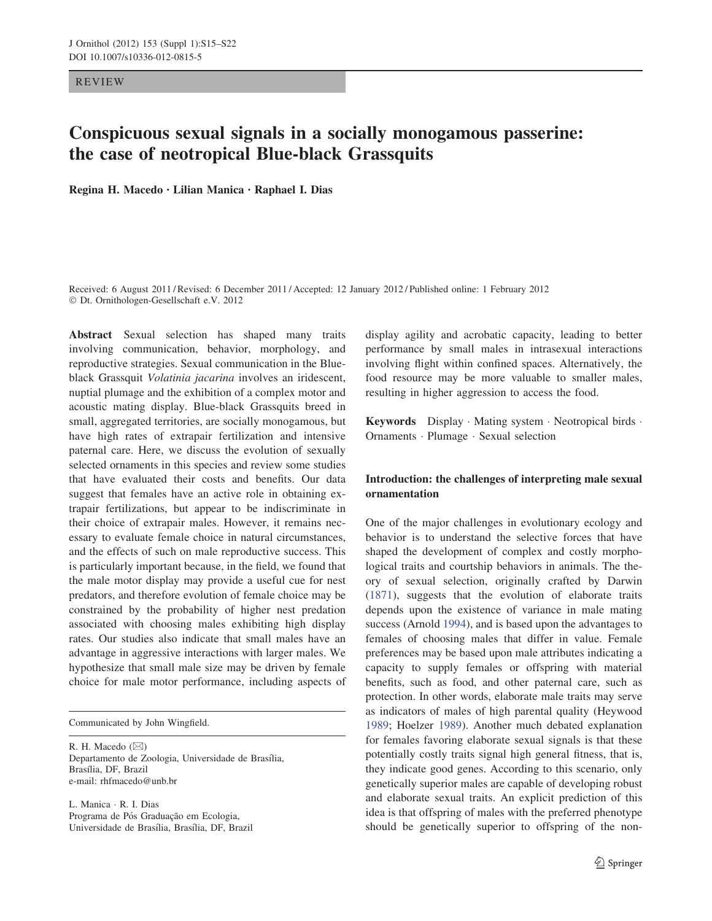REVIEW

# Conspicuous sexual signals in a socially monogamous passerine: the case of neotropical Blue-black Grassquits

**Regina H. Macedo · Lilian Manica · Raphael I. Dias**

Received: 6 August 2011 / Revised: 6 December 2011 / Accepted: 12 January 2012 / Published online: 1 February 2012
© Dt. Ornithologen-Gesellschaft e.V. 2012

**Abstract** Sexual selection has shaped many traits involving communication, behavior, morphology, and reproductive strategies. Sexual communication in the Blue-black Grassquit *Volatinia jacarina* involves an iridescent, nuptial plumage and the exhibition of a complex motor and acoustic mating display. Blue-black Grassquits breed in small, aggregated territories, are socially monogamous, but have high rates of extrapair fertilization and intensive paternal care. Here, we discuss the evolution of sexually selected ornaments in this species and review some studies that have evaluated their costs and benefits. Our data suggest that females have an active role in obtaining extrapair fertilizations, but appear to be indiscriminate in their choice of extrapair males. However, it remains necessary to evaluate female choice in natural circumstances, and the effects of such on male reproductive success. This is particularly important because, in the field, we found that the male motor display may provide a useful cue for nest predators, and therefore evolution of female choice may be constrained by the probability of higher nest predation associated with choosing males exhibiting high display rates. Our studies also indicate that small males have an advantage in aggressive interactions with larger males. We hypothesize that small male size may be driven by female choice for male motor performance, including aspects of display agility and acrobatic capacity, leading to better performance by small males in intrasexual interactions involving flight within confined spaces. Alternatively, the food resource may be more valuable to smaller males, resulting in higher aggression to access the food.

**Keywords** Display · Mating system · Neotropical birds · Ornaments · Plumage · Sexual selection

Communicated by John Wingfield.

R. H. Macedo (✉)
Departamento de Zoologia, Universidade de Brasília, Brasília, DF, Brazil
e-mail: rhfmacedo@unb.br

L. Manica · R. I. Dias
Programa de Pós Graduação em Ecologia, Universidade de Brasília, Brasília, DF, Brazil

## Introduction: the challenges of interpreting male sexual ornamentation

One of the major challenges in evolutionary ecology and behavior is to understand the selective forces that have shaped the development of complex and costly morphological traits and courtship behaviors in animals. The theory of sexual selection, originally crafted by Darwin (1871), suggests that the evolution of elaborate traits depends upon the existence of variance in male mating success (Arnold 1994), and is based upon the advantages to females of choosing males that differ in value. Female preferences may be based upon male attributes indicating a capacity to supply females or offspring with material benefits, such as food, and other paternal care, such as protection. In other words, elaborate male traits may serve as indicators of males of high parental quality (Heywood 1989; Hoelzer 1989). Another much debated explanation for females favoring elaborate sexual signals is that these potentially costly traits signal high general fitness, that is, they indicate good genes. According to this scenario, only genetically superior males are capable of developing robust and elaborate sexual traits. An explicit prediction of this idea is that offspring of males with the preferred phenotype should be genetically superior to offspring of the non-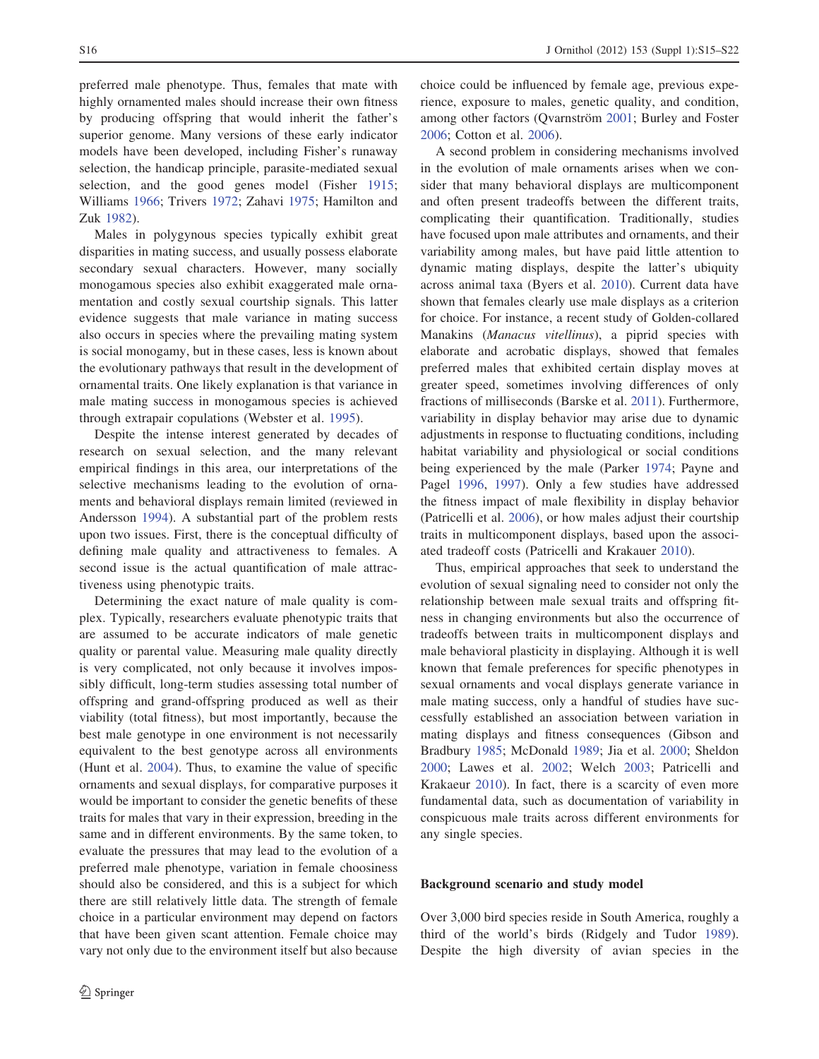preferred male phenotype. Thus, females that mate with highly ornamented males should increase their own fitness by producing offspring that would inherit the father's superior genome. Many versions of these early indicator models have been developed, including Fisher's runaway selection, the handicap principle, parasite-mediated sexual selection, and the good genes model (Fisher 1915; Williams 1966; Trivers 1972; Zahavi 1975; Hamilton and Zuk 1982).

Males in polygynous species typically exhibit great disparities in mating success, and usually possess elaborate secondary sexual characters. However, many socially monogamous species also exhibit exaggerated male ornamentation and costly sexual courtship signals. This latter evidence suggests that male variance in mating success also occurs in species where the prevailing mating system is social monogamy, but in these cases, less is known about the evolutionary pathways that result in the development of ornamental traits. One likely explanation is that variance in male mating success in monogamous species is achieved through extrapair copulations (Webster et al. 1995).

Despite the intense interest generated by decades of research on sexual selection, and the many relevant empirical findings in this area, our interpretations of the selective mechanisms leading to the evolution of ornaments and behavioral displays remain limited (reviewed in Andersson 1994). A substantial part of the problem rests upon two issues. First, there is the conceptual difficulty of defining male quality and attractiveness to females. A second issue is the actual quantification of male attractiveness using phenotypic traits.

Determining the exact nature of male quality is complex. Typically, researchers evaluate phenotypic traits that are assumed to be accurate indicators of male genetic quality or parental value. Measuring male quality directly is very complicated, not only because it involves impossibly difficult, long-term studies assessing total number of offspring and grand-offspring produced as well as their viability (total fitness), but most importantly, because the best male genotype in one environment is not necessarily equivalent to the best genotype across all environments (Hunt et al. 2004). Thus, to examine the value of specific ornaments and sexual displays, for comparative purposes it would be important to consider the genetic benefits of these traits for males that vary in their expression, breeding in the same and in different environments. By the same token, to evaluate the pressures that may lead to the evolution of a preferred male phenotype, variation in female choosiness should also be considered, and this is a subject for which there are still relatively little data. The strength of female choice in a particular environment may depend on factors that have been given scant attention. Female choice may vary not only due to the environment itself but also because choice could be influenced by female age, previous experience, exposure to males, genetic quality, and condition, among other factors (Qvarnström 2001; Burley and Foster 2006; Cotton et al. 2006).

A second problem in considering mechanisms involved in the evolution of male ornaments arises when we consider that many behavioral displays are multicomponent and often present tradeoffs between the different traits, complicating their quantification. Traditionally, studies have focused upon male attributes and ornaments, and their variability among males, but have paid little attention to dynamic mating displays, despite the latter's ubiquity across animal taxa (Byers et al. 2010). Current data have shown that females clearly use male displays as a criterion for choice. For instance, a recent study of Golden-collared Manakins (*Manacus vitellinus*), a piprid species with elaborate and acrobatic displays, showed that females preferred males that exhibited certain display moves at greater speed, sometimes involving differences of only fractions of milliseconds (Barske et al. 2011). Furthermore, variability in display behavior may arise due to dynamic adjustments in response to fluctuating conditions, including habitat variability and physiological or social conditions being experienced by the male (Parker 1974; Payne and Pagel 1996, 1997). Only a few studies have addressed the fitness impact of male flexibility in display behavior (Patricelli et al. 2006), or how males adjust their courtship traits in multicomponent displays, based upon the associated tradeoff costs (Patricelli and Krakauer 2010).

Thus, empirical approaches that seek to understand the evolution of sexual signaling need to consider not only the relationship between male sexual traits and offspring fitness in changing environments but also the occurrence of tradeoffs between traits in multicomponent displays and male behavioral plasticity in displaying. Although it is well known that female preferences for specific phenotypes in sexual ornaments and vocal displays generate variance in male mating success, only a handful of studies have successfully established an association between variation in mating displays and fitness consequences (Gibson and Bradbury 1985; McDonald 1989; Jia et al. 2000; Sheldon 2000; Lawes et al. 2002; Welch 2003; Patricelli and Krakauer 2010). In fact, there is a scarcity of even more fundamental data, such as documentation of variability in conspicuous male traits across different environments for any single species.

## Background scenario and study model

Over 3,000 bird species reside in South America, roughly a third of the world's birds (Ridgely and Tudor 1989). Despite the high diversity of avian species in the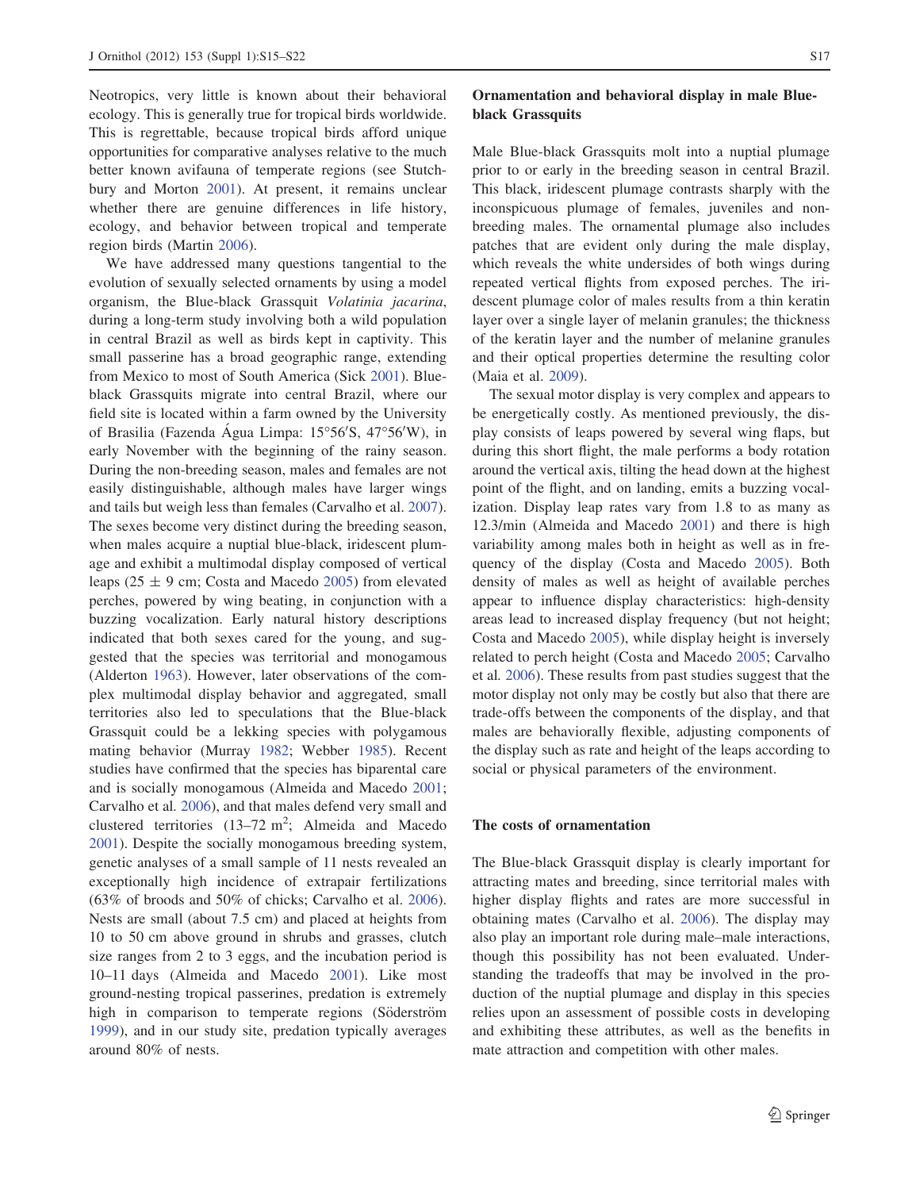Neotropics, very little is known about their behavioral ecology. This is generally true for tropical birds worldwide. This is regrettable, because tropical birds afford unique opportunities for comparative analyses relative to the much better known avifauna of temperate regions (see Stutchbury and Morton 2001). At present, it remains unclear whether there are genuine differences in life history, ecology, and behavior between tropical and temperate region birds (Martin 2006).

We have addressed many questions tangential to the evolution of sexually selected ornaments by using a model organism, the Blue-black Grassquit *Volatinia jacarina*, during a long-term study involving both a wild population in central Brazil as well as birds kept in captivity. This small passerine has a broad geographic range, extending from Mexico to most of South America (Sick 2001). Blue-black Grassquits migrate into central Brazil, where our field site is located within a farm owned by the University of Brasilia (Fazenda Água Limpa: 15°56′S, 47°56′W), in early November with the beginning of the rainy season. During the non-breeding season, males and females are not easily distinguishable, although males have larger wings and tails but weigh less than females (Carvalho et al. 2007). The sexes become very distinct during the breeding season, when males acquire a nuptial blue-black, iridescent plumage and exhibit a multimodal display composed of vertical leaps ($25 \pm 9$ cm; Costa and Macedo 2005) from elevated perches, powered by wing beating, in conjunction with a buzzing vocalization. Early natural history descriptions indicated that both sexes cared for the young, and suggested that the species was territorial and monogamous (Alderton 1963). However, later observations of the complex multimodal display behavior and aggregated, small territories also led to speculations that the Blue-black Grassquit could be a lekking species with polygamous mating behavior (Murray 1982; Webber 1985). Recent studies have confirmed that the species has biparental care and is socially monogamous (Almeida and Macedo 2001; Carvalho et al. 2006), and that males defend very small and clustered territories (13–72 m$^2$; Almeida and Macedo 2001). Despite the socially monogamous breeding system, genetic analyses of a small sample of 11 nests revealed an exceptionally high incidence of extrapair fertilizations (63% of broods and 50% of chicks; Carvalho et al. 2006). Nests are small (about 7.5 cm) and placed at heights from 10 to 50 cm above ground in shrubs and grasses, clutch size ranges from 2 to 3 eggs, and the incubation period is 10–11 days (Almeida and Macedo 2001). Like most ground-nesting tropical passerines, predation is extremely high in comparison to temperate regions (Söderström 1999), and in our study site, predation typically averages around 80% of nests.

## Ornamentation and behavioral display in male Blue-black Grassquits

Male Blue-black Grassquits molt into a nuptial plumage prior to or early in the breeding season in central Brazil. This black, iridescent plumage contrasts sharply with the inconspicuous plumage of females, juveniles and non-breeding males. The ornamental plumage also includes patches that are evident only during the male display, which reveals the white undersides of both wings during repeated vertical flights from exposed perches. The iridescent plumage color of males results from a thin keratin layer over a single layer of melanin granules; the thickness of the keratin layer and the number of melanine granules and their optical properties determine the resulting color (Maia et al. 2009).

The sexual motor display is very complex and appears to be energetically costly. As mentioned previously, the display consists of leaps powered by several wing flaps, but during this short flight, the male performs a body rotation around the vertical axis, tilting the head down at the highest point of the flight, and on landing, emits a buzzing vocalization. Display leap rates vary from 1.8 to as many as 12.3/min (Almeida and Macedo 2001) and there is high variability among males both in height as well as in frequency of the display (Costa and Macedo 2005). Both density of males as well as height of available perches appear to influence display characteristics: high-density areas lead to increased display frequency (but not height; Costa and Macedo 2005), while display height is inversely related to perch height (Costa and Macedo 2005; Carvalho et al. 2006). These results from past studies suggest that the motor display not only may be costly but also that there are trade-offs between the components of the display, and that males are behaviorally flexible, adjusting components of the display such as rate and height of the leaps according to social or physical parameters of the environment.

## The costs of ornamentation

The Blue-black Grassquit display is clearly important for attracting mates and breeding, since territorial males with higher display flights and rates are more successful in obtaining mates (Carvalho et al. 2006). The display may also play an important role during male–male interactions, though this possibility has not been evaluated. Understanding the tradeoffs that may be involved in the production of the nuptial plumage and display in this species relies upon an assessment of possible costs in developing and exhibiting these attributes, as well as the benefits in mate attraction and competition with other males.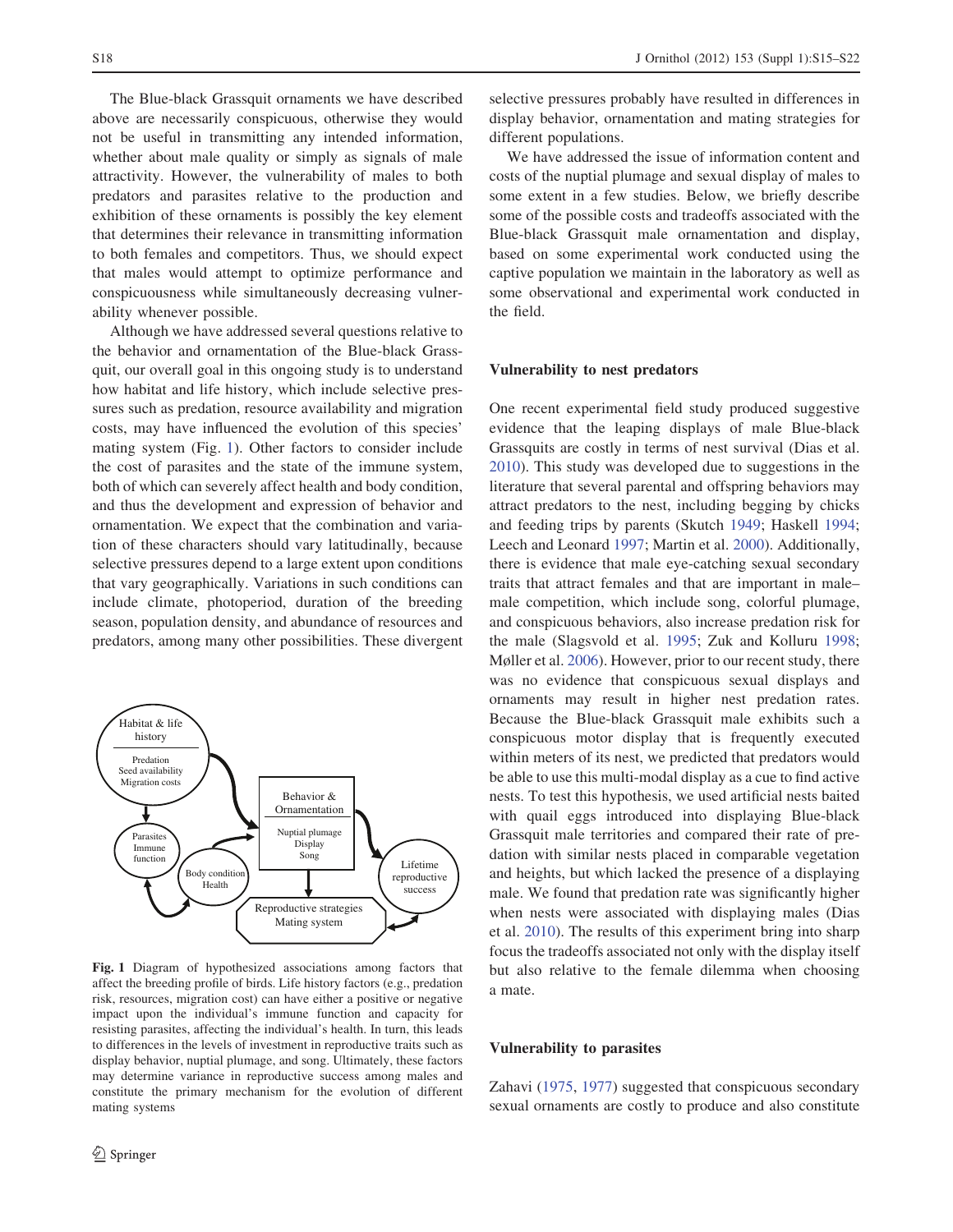The Blue-black Grassquit ornaments we have described above are necessarily conspicuous, otherwise they would not be useful in transmitting any intended information, whether about male quality or simply as signals of male attractivity. However, the vulnerability of males to both predators and parasites relative to the production and exhibition of these ornaments is possibly the key element that determines their relevance in transmitting information to both females and competitors. Thus, we should expect that males would attempt to optimize performance and conspicuousness while simultaneously decreasing vulnerability whenever possible.

Although we have addressed several questions relative to the behavior and ornamentation of the Blue-black Grassquit, our overall goal in this ongoing study is to understand how habitat and life history, which include selective pressures such as predation, resource availability and migration costs, may have influenced the evolution of this species' mating system (Fig. 1). Other factors to consider include the cost of parasites and the state of the immune system, both of which can severely affect health and body condition, and thus the development and expression of behavior and ornamentation. We expect that the combination and variation of these characters should vary latitudinally, because selective pressures depend to a large extent upon conditions that vary geographically. Variations in such conditions can include climate, photoperiod, duration of the breeding season, population density, and abundance of resources and predators, among many other possibilities. These divergent selective pressures probably have resulted in differences in display behavior, ornamentation and mating strategies for different populations.

Habitat & life history

Predation
Seed availability
Migration costs

Parasites
Immune function

Body condition
Health

Behavior & Ornamentation

Nuptial plumage
Display
Song

Lifetime reproductive success

Reproductive strategies
Mating system

**Fig. 1** Diagram of hypothesized associations among factors that affect the breeding profile of birds. Life history factors (e.g., predation risk, resources, migration cost) can have either a positive or negative impact upon the individual's immune function and capacity for resisting parasites, affecting the individual's health. In turn, this leads to differences in the levels of investment in reproductive traits such as display behavior, nuptial plumage, and song. Ultimately, these factors may determine variance in reproductive success among males and constitute the primary mechanism for the evolution of different mating systems

We have addressed the issue of information content and costs of the nuptial plumage and sexual display of males to some extent in a few studies. Below, we briefly describe some of the possible costs and tradeoffs associated with the Blue-black Grassquit male ornamentation and display, based on some experimental work conducted using the captive population we maintain in the laboratory as well as some observational and experimental work conducted in the field.

## Vulnerability to nest predators

One recent experimental field study produced suggestive evidence that the leaping displays of male Blue-black Grassquits are costly in terms of nest survival (Dias et al. 2010). This study was developed due to suggestions in the literature that several parental and offspring behaviors may attract predators to the nest, including begging by chicks and feeding trips by parents (Skutch 1949; Haskell 1994; Leech and Leonard 1997; Martin et al. 2000). Additionally, there is evidence that male eye-catching sexual secondary traits that attract females and that are important in male–male competition, which include song, colorful plumage, and conspicuous behaviors, also increase predation risk for the male (Slagsvold et al. 1995; Zuk and Kolluru 1998; Møller et al. 2006). However, prior to our recent study, there was no evidence that conspicuous sexual displays and ornaments may result in higher nest predation rates. Because the Blue-black Grassquit male exhibits such a conspicuous motor display that is frequently executed within meters of its nest, we predicted that predators would be able to use this multi-modal display as a cue to find active nests. To test this hypothesis, we used artificial nests baited with quail eggs introduced into displaying Blue-black Grassquit male territories and compared their rate of predation with similar nests placed in comparable vegetation and heights, but which lacked the presence of a displaying male. We found that predation rate was significantly higher when nests were associated with displaying males (Dias et al. 2010). The results of this experiment bring into sharp focus the tradeoffs associated not only with the display itself but also relative to the female dilemma when choosing a mate.

## Vulnerability to parasites

Zahavi (1975, 1977) suggested that conspicuous secondary sexual ornaments are costly to produce and also constitute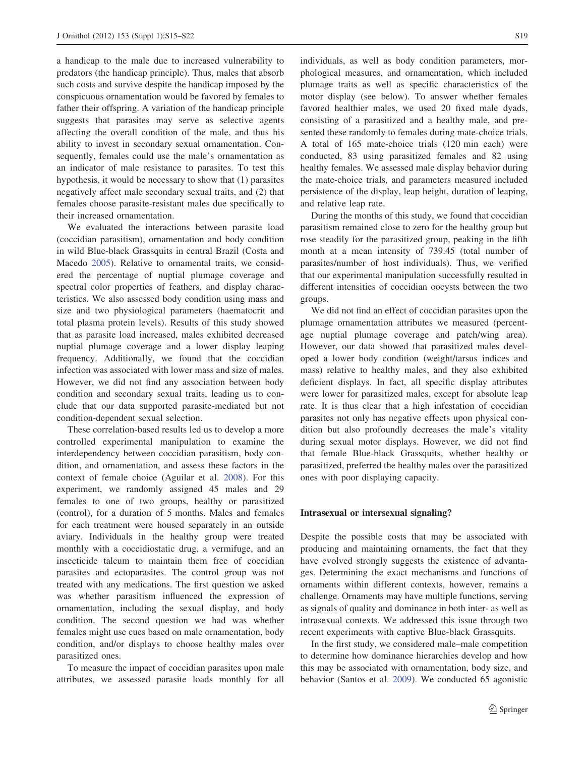a handicap to the male due to increased vulnerability to predators (the handicap principle). Thus, males that absorb such costs and survive despite the handicap imposed by the conspicuous ornamentation would be favored by females to father their offspring. A variation of the handicap principle suggests that parasites may serve as selective agents affecting the overall condition of the male, and thus his ability to invest in secondary sexual ornamentation. Consequently, females could use the male's ornamentation as an indicator of male resistance to parasites. To test this hypothesis, it would be necessary to show that (1) parasites negatively affect male secondary sexual traits, and (2) that females choose parasite-resistant males due specifically to their increased ornamentation.

We evaluated the interactions between parasite load (coccidian parasitism), ornamentation and body condition in wild Blue-black Grassquits in central Brazil (Costa and Macedo 2005). Relative to ornamental traits, we considered the percentage of nuptial plumage coverage and spectral color properties of feathers, and display characteristics. We also assessed body condition using mass and size and two physiological parameters (haematocrit and total plasma protein levels). Results of this study showed that as parasite load increased, males exhibited decreased nuptial plumage coverage and a lower display leaping frequency. Additionally, we found that the coccidian infection was associated with lower mass and size of males. However, we did not find any association between body condition and secondary sexual traits, leading us to conclude that our data supported parasite-mediated but not condition-dependent sexual selection.

These correlation-based results led us to develop a more controlled experimental manipulation to examine the interdependency between coccidian parasitism, body condition, and ornamentation, and assess these factors in the context of female choice (Aguilar et al. 2008). For this experiment, we randomly assigned 45 males and 29 females to one of two groups, healthy or parasitized (control), for a duration of 5 months. Males and females for each treatment were housed separately in an outside aviary. Individuals in the healthy group were treated monthly with a coccidiostatic drug, a vermifuge, and an insecticide talcum to maintain them free of coccidian parasites and ectoparasites. The control group was not treated with any medications. The first question we asked was whether parasitism influenced the expression of ornamentation, including the sexual display, and body condition. The second question we had was whether females might use cues based on male ornamentation, body condition, and/or displays to choose healthy males over parasitized ones.

To measure the impact of coccidian parasites upon male attributes, we assessed parasite loads monthly for all individuals, as well as body condition parameters, morphological measures, and ornamentation, which included plumage traits as well as specific characteristics of the motor display (see below). To answer whether females favored healthier males, we used 20 fixed male dyads, consisting of a parasitized and a healthy male, and presented these randomly to females during mate-choice trials. A total of 165 mate-choice trials (120 min each) were conducted, 83 using parasitized females and 82 using healthy females. We assessed male display behavior during the mate-choice trials, and parameters measured included persistence of the display, leap height, duration of leaping, and relative leap rate.

During the months of this study, we found that coccidian parasitism remained close to zero for the healthy group but rose steadily for the parasitized group, peaking in the fifth month at a mean intensity of 739.45 (total number of parasites/number of host individuals). Thus, we verified that our experimental manipulation successfully resulted in different intensities of coccidian oocysts between the two groups.

We did not find an effect of coccidian parasites upon the plumage ornamentation attributes we measured (percentage nuptial plumage coverage and patch/wing area). However, our data showed that parasitized males developed a lower body condition (weight/tarsus indices and mass) relative to healthy males, and they also exhibited deficient displays. In fact, all specific display attributes were lower for parasitized males, except for absolute leap rate. It is thus clear that a high infestation of coccidian parasites not only has negative effects upon physical condition but also profoundly decreases the male's vitality during sexual motor displays. However, we did not find that female Blue-black Grassquits, whether healthy or parasitized, preferred the healthy males over the parasitized ones with poor displaying capacity.

## Intrasexual or intersexual signaling?

Despite the possible costs that may be associated with producing and maintaining ornaments, the fact that they have evolved strongly suggests the existence of advantages. Determining the exact mechanisms and functions of ornaments within different contexts, however, remains a challenge. Ornaments may have multiple functions, serving as signals of quality and dominance in both inter- as well as intrasexual contexts. We addressed this issue through two recent experiments with captive Blue-black Grassquits.

In the first study, we considered male–male competition to determine how dominance hierarchies develop and how this may be associated with ornamentation, body size, and behavior (Santos et al. 2009). We conducted 65 agonistic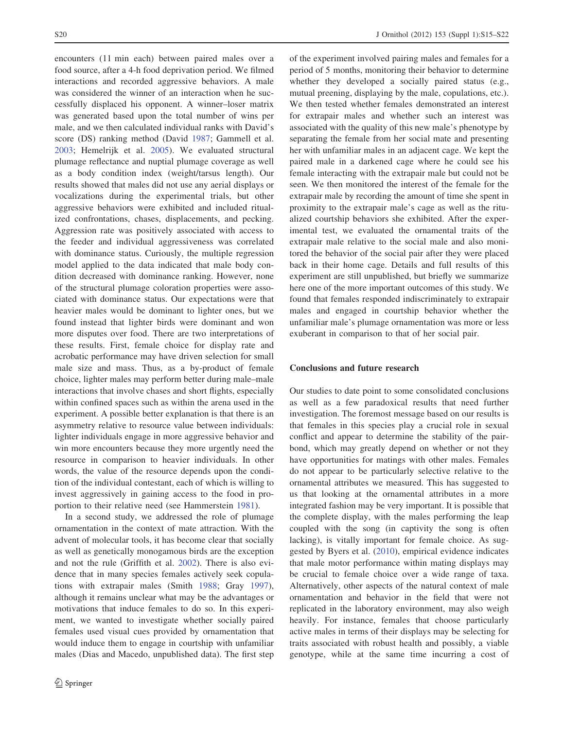encounters (11 min each) between paired males over a food source, after a 4-h food deprivation period. We filmed interactions and recorded aggressive behaviors. A male was considered the winner of an interaction when he successfully displaced his opponent. A winner–loser matrix was generated based upon the total number of wins per male, and we then calculated individual ranks with David's score (DS) ranking method (David 1987; Gammell et al. 2003; Hemelrijk et al. 2005). We evaluated structural plumage reflectance and nuptial plumage coverage as well as a body condition index (weight/tarsus length). Our results showed that males did not use any aerial displays or vocalizations during the experimental trials, but other aggressive behaviors were exhibited and included ritualized confrontations, chases, displacements, and pecking. Aggression rate was positively associated with access to the feeder and individual aggressiveness was correlated with dominance status. Curiously, the multiple regression model applied to the data indicated that male body condition decreased with dominance ranking. However, none of the structural plumage coloration properties were associated with dominance status. Our expectations were that heavier males would be dominant to lighter ones, but we found instead that lighter birds were dominant and won more disputes over food. There are two interpretations of these results. First, female choice for display rate and acrobatic performance may have driven selection for small male size and mass. Thus, as a by-product of female choice, lighter males may perform better during male–male interactions that involve chases and short flights, especially within confined spaces such as within the arena used in the experiment. A possible better explanation is that there is an asymmetry relative to resource value between individuals: lighter individuals engage in more aggressive behavior and win more encounters because they more urgently need the resource in comparison to heavier individuals. In other words, the value of the resource depends upon the condition of the individual contestant, each of which is willing to invest aggressively in gaining access to the food in proportion to their relative need (see Hammerstein 1981).

In a second study, we addressed the role of plumage ornamentation in the context of mate attraction. With the advent of molecular tools, it has become clear that socially as well as genetically monogamous birds are the exception and not the rule (Griffith et al. 2002). There is also evidence that in many species females actively seek copulations with extrapair males (Smith 1988; Gray 1997), although it remains unclear what may be the advantages or motivations that induce females to do so. In this experiment, we wanted to investigate whether socially paired females used visual cues provided by ornamentation that would induce them to engage in courtship with unfamiliar males (Dias and Macedo, unpublished data). The first step of the experiment involved pairing males and females for a period of 5 months, monitoring their behavior to determine whether they developed a socially paired status (e.g., mutual preening, displaying by the male, copulations, etc.). We then tested whether females demonstrated an interest for extrapair males and whether such an interest was associated with the quality of this new male's phenotype by separating the female from her social mate and presenting her with unfamiliar males in an adjacent cage. We kept the paired male in a darkened cage where he could see his female interacting with the extrapair male but could not be seen. We then monitored the interest of the female for the extrapair male by recording the amount of time she spent in proximity to the extrapair male's cage as well as the ritualized courtship behaviors she exhibited. After the experimental test, we evaluated the ornamental traits of the extrapair male relative to the social male and also monitored the behavior of the social pair after they were placed back in their home cage. Details and full results of this experiment are still unpublished, but briefly we summarize here one of the more important outcomes of this study. We found that females responded indiscriminately to extrapair males and engaged in courtship behavior whether the unfamiliar male's plumage ornamentation was more or less exuberant in comparison to that of her social pair.

## Conclusions and future research

Our studies to date point to some consolidated conclusions as well as a few paradoxical results that need further investigation. The foremost message based on our results is that females in this species play a crucial role in sexual conflict and appear to determine the stability of the pairbond, which may greatly depend on whether or not they have opportunities for matings with other males. Females do not appear to be particularly selective relative to the ornamental attributes we measured. This has suggested to us that looking at the ornamental attributes in a more integrated fashion may be very important. It is possible that the complete display, with the males performing the leap coupled with the song (in captivity the song is often lacking), is vitally important for female choice. As suggested by Byers et al. (2010), empirical evidence indicates that male motor performance within mating displays may be crucial to female choice over a wide range of taxa. Alternatively, other aspects of the natural context of male ornamentation and behavior in the field that were not replicated in the laboratory environment, may also weigh heavily. For instance, females that choose particularly active males in terms of their displays may be selecting for traits associated with robust health and possibly, a viable genotype, while at the same time incurring a cost of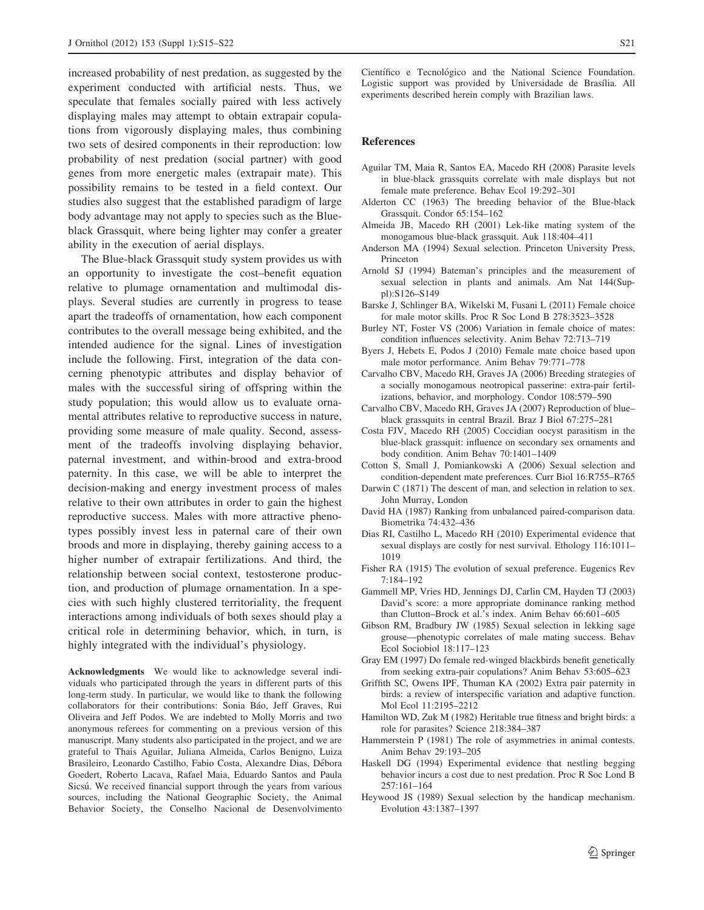increased probability of nest predation, as suggested by the experiment conducted with artificial nests. Thus, we speculate that females socially paired with less actively displaying males may attempt to obtain extrapair copulations from vigorously displaying males, thus combining two sets of desired components in their reproduction: low probability of nest predation (social partner) with good genes from more energetic males (extrapair mate). This possibility remains to be tested in a field context. Our studies also suggest that the established paradigm of large body advantage may not apply to species such as the Blue-black Grassquit, where being lighter may confer a greater ability in the execution of aerial displays.

The Blue-black Grassquit study system provides us with an opportunity to investigate the cost–benefit equation relative to plumage ornamentation and multimodal displays. Several studies are currently in progress to tease apart the tradeoffs of ornamentation, how each component contributes to the overall message being exhibited, and the intended audience for the signal. Lines of investigation include the following. First, integration of the data concerning phenotypic attributes and display behavior of males with the successful siring of offspring within the study population; this would allow us to evaluate ornamental attributes relative to reproductive success in nature, providing some measure of male quality. Second, assessment of the tradeoffs involving displaying behavior, paternal investment, and within-brood and extra-brood paternity. In this case, we will be able to interpret the decision-making and energy investment process of males relative to their own attributes in order to gain the highest reproductive success. Males with more attractive phenotypes possibly invest less in paternal care of their own broods and more in displaying, thereby gaining access to a higher number of extrapair fertilizations. And third, the relationship between social context, testosterone production, and production of plumage ornamentation. In a species with such highly clustered territoriality, the frequent interactions among individuals of both sexes should play a critical role in determining behavior, which, in turn, is highly integrated with the individual's physiology.

**Acknowledgments** We would like to acknowledge several individuals who participated through the years in different parts of this long-term study. In particular, we would like to thank the following collaborators for their contributions: Sonia Báo, Jeff Graves, Rui Oliveira and Jeff Podos. We are indebted to Molly Morris and two anonymous referees for commenting on a previous version of this manuscript. Many students also participated in the project, and we are grateful to Thais Aguilar, Juliana Almeida, Carlos Benigno, Luiza Brasileiro, Leonardo Castilho, Fabio Costa, Alexandre Dias, Débora Goedert, Roberto Lacava, Rafael Maia, Eduardo Santos and Paula Sicsú. We received financial support through the years from various sources, including the National Geographic Society, the Animal Behavior Society, the Conselho Nacional de Desenvolvimento Científico e Tecnológico and the National Science Foundation. Logistic support was provided by Universidade de Brasília. All experiments described herein comply with Brazilian laws.

## References

Aguilar TM, Maia R, Santos EA, Macedo RH (2008) Parasite levels in blue-black grassquits correlate with male displays but not female mate preference. Behav Ecol 19:292–301

Alderton CC (1963) The breeding behavior of the Blue-black Grassquit. Condor 65:154–162

Almeida JB, Macedo RH (2001) Lek-like mating system of the monogamous blue-black grassquit. Auk 118:404–411

Anderson MA (1994) Sexual selection. Princeton University Press, Princeton

Arnold SJ (1994) Bateman's principles and the measurement of sexual selection in plants and animals. Am Nat 144(Suppl):S126–S149

Barske J, Schlinger BA, Wikelski M, Fusani L (2011) Female choice for male motor skills. Proc R Soc Lond B 278:3523–3528

Burley NT, Foster VS (2006) Variation in female choice of mates: condition influences selectivity. Anim Behav 72:713–719

Byers J, Hebets E, Podos J (2010) Female mate choice based upon male motor performance. Anim Behav 79:771–778

Carvalho CBV, Macedo RH, Graves JA (2006) Breeding strategies of a socially monogamous neotropical passerine: extra-pair fertilizations, behavior, and morphology. Condor 108:579–590

Carvalho CBV, Macedo RH, Graves JA (2007) Reproduction of blue–black grassquits in central Brazil. Braz J Biol 67:275–281

Costa FJV, Macedo RH (2005) Coccidian oocyst parasitism in the blue-black grassquit: influence on secondary sex ornaments and body condition. Anim Behav 70:1401–1409

Cotton S, Small J, Pomiankowski A (2006) Sexual selection and condition-dependent mate preferences. Curr Biol 16:R755–R765

Darwin C (1871) The descent of man, and selection in relation to sex. John Murray, London

David HA (1987) Ranking from unbalanced paired-comparison data. Biometrika 74:432–436

Dias RI, Castilho L, Macedo RH (2010) Experimental evidence that sexual displays are costly for nest survival. Ethology 116:1011–1019

Fisher RA (1915) The evolution of sexual preference. Eugenics Rev 7:184–192

Gammell MP, Vries HD, Jennings DJ, Carlin CM, Hayden TJ (2003) David's score: a more appropriate dominance ranking method than Clutton–Brock et al.'s index. Anim Behav 66:601–605

Gibson RM, Bradbury JW (1985) Sexual selection in lekking sage grouse—phenotypic correlates of male mating success. Behav Ecol Sociobiol 18:117–123

Gray EM (1997) Do female red-winged blackbirds benefit genetically from seeking extra-pair copulations? Anim Behav 53:605–623

Griffith SC, Owens IPF, Thuman KA (2002) Extra pair paternity in birds: a review of interspecific variation and adaptive function. Mol Ecol 11:2195–2212

Hamilton WD, Zuk M (1982) Heritable true fitness and bright birds: a role for parasites? Science 218:384–387

Hammerstein P (1981) The role of asymmetries in animal contests. Anim Behav 29:193–205

Haskell DG (1994) Experimental evidence that nestling begging behavior incurs a cost due to nest predation. Proc R Soc Lond B 257:161–164

Heywood JS (1989) Sexual selection by the handicap mechanism. Evolution 43:1387–1397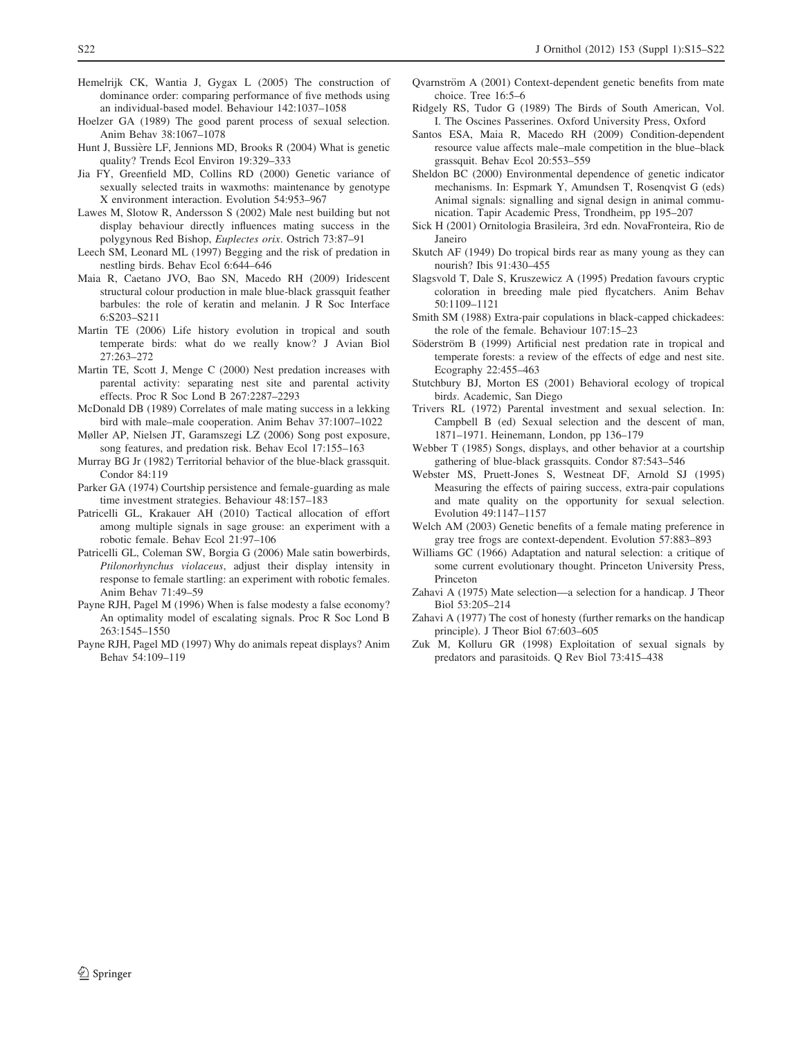Hemelrijk CK, Wantia J, Gygax L (2005) The construction of dominance order: comparing performance of five methods using an individual-based model. Behaviour 142:1037–1058

Hoelzer GA (1989) The good parent process of sexual selection. Anim Behav 38:1067–1078

Hunt J, Bussière LF, Jennions MD, Brooks R (2004) What is genetic quality? Trends Ecol Environ 19:329–333

Jia FY, Greenfield MD, Collins RD (2000) Genetic variance of sexually selected traits in waxmoths: maintenance by genotype X environment interaction. Evolution 54:953–967

Lawes M, Slotow R, Andersson S (2002) Male nest building but not display behaviour directly influences mating success in the polygynous Red Bishop, *Euplectes orix*. Ostrich 73:87–91

Leech SM, Leonard ML (1997) Begging and the risk of predation in nestling birds. Behav Ecol 6:644–646

Maia R, Caetano JVO, Bao SN, Macedo RH (2009) Iridescent structural colour production in male blue-black grassquit feather barbules: the role of keratin and melanin. J R Soc Interface 6:S203–S211

Martin TE (2006) Life history evolution in tropical and south temperate birds: what do we really know? J Avian Biol 27:263–272

Martin TE, Scott J, Menge C (2000) Nest predation increases with parental activity: separating nest site and parental activity effects. Proc R Soc Lond B 267:2287–2293

McDonald DB (1989) Correlates of male mating success in a lekking bird with male–male cooperation. Anim Behav 37:1007–1022

Møller AP, Nielsen JT, Garamszegi LZ (2006) Song post exposure, song features, and predation risk. Behav Ecol 17:155–163

Murray BG Jr (1982) Territorial behavior of the blue-black grassquit. Condor 84:119

Parker GA (1974) Courtship persistence and female-guarding as male time investment strategies. Behaviour 48:157–183

Patricelli GL, Krakauer AH (2010) Tactical allocation of effort among multiple signals in sage grouse: an experiment with a robotic female. Behav Ecol 21:97–106

Patricelli GL, Coleman SW, Borgia G (2006) Male satin bowerbirds, *Ptilonorhynchus violaceus*, adjust their display intensity in response to female startling: an experiment with robotic females. Anim Behav 71:49–59

Payne RJH, Pagel M (1996) When is false modesty a false economy? An optimality model of escalating signals. Proc R Soc Lond B 263:1545–1550

Payne RJH, Pagel MD (1997) Why do animals repeat displays? Anim Behav 54:109–119

Qvarnström A (2001) Context-dependent genetic benefits from mate choice. Tree 16:5–6

Ridgely RS, Tudor G (1989) The Birds of South American, Vol. I. The Oscines Passerines. Oxford University Press, Oxford

Santos ESA, Maia R, Macedo RH (2009) Condition-dependent resource value affects male–male competition in the blue–black grassquit. Behav Ecol 20:553–559

Sheldon BC (2000) Environmental dependence of genetic indicator mechanisms. In: Espmark Y, Amundsen T, Rosenqvist G (eds) Animal signals: signalling and signal design in animal communication. Tapir Academic Press, Trondheim, pp 195–207

Sick H (2001) Ornitologia Brasileira, 3rd edn. NovaFronteira, Rio de Janeiro

Skutch AF (1949) Do tropical birds rear as many young as they can nourish? Ibis 91:430–455

Slagsvold T, Dale S, Kruszewicz A (1995) Predation favours cryptic coloration in breeding male pied flycatchers. Anim Behav 50:1109–1121

Smith SM (1988) Extra-pair copulations in black-capped chickadees: the role of the female. Behaviour 107:15–23

Söderström B (1999) Artificial nest predation rate in tropical and temperate forests: a review of the effects of edge and nest site. Ecography 22:455–463

Stutchbury BJ, Morton ES (2001) Behavioral ecology of tropical birds. Academic, San Diego

Trivers RL (1972) Parental investment and sexual selection. In: Campbell B (ed) Sexual selection and the descent of man, 1871–1971. Heinemann, London, pp 136–179

Webber T (1985) Songs, displays, and other behavior at a courtship gathering of blue-black grassquits. Condor 87:543–546

Webster MS, Pruett-Jones S, Westneat DF, Arnold SJ (1995) Measuring the effects of pairing success, extra-pair copulations and mate quality on the opportunity for sexual selection. Evolution 49:1147–1157

Welch AM (2003) Genetic benefits of a female mating preference in gray tree frogs are context-dependent. Evolution 57:883–893

Williams GC (1966) Adaptation and natural selection: a critique of some current evolutionary thought. Princeton University Press, Princeton

Zahavi A (1975) Mate selection—a selection for a handicap. J Theor Biol 53:205–214

Zahavi A (1977) The cost of honesty (further remarks on the handicap principle). J Theor Biol 67:603–605

Zuk M, Kolluru GR (1998) Exploitation of sexual signals by predators and parasitoids. Q Rev Biol 73:415–438